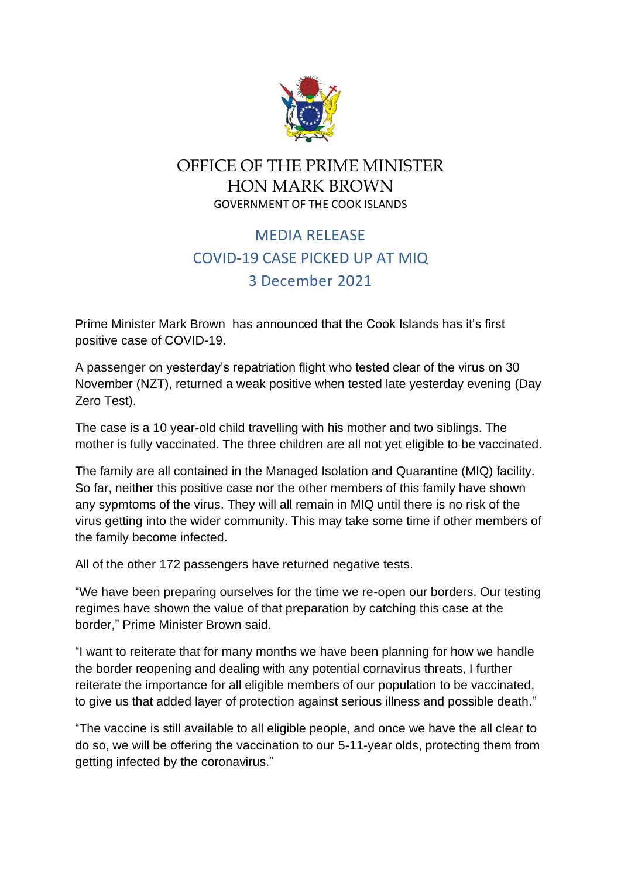# OFFICE OF THE PRIME MINISTER
# HON MARK BROWN
GOVERNMENT OF THE COOK ISLANDS

## MEDIA RELEASE
## COVID-19 CASE PICKED UP AT MIQ
## 3 December 2021

Prime Minister Mark Brown  has announced that the Cook Islands has it's first positive case of COVID-19.

A passenger on yesterday's repatriation flight who tested clear of the virus on 30 November (NZT), returned a weak positive when tested late yesterday evening (Day Zero Test).

The case is a 10 year-old child travelling with his mother and two siblings. The mother is fully vaccinated. The three children are all not yet eligible to be vaccinated.

The family are all contained in the Managed Isolation and Quarantine (MIQ) facility. So far, neither this positive case nor the other members of this family have shown any sypmtoms of the virus. They will all remain in MIQ until there is no risk of the virus getting into the wider community. This may take some time if other members of the family become infected.

All of the other 172 passengers have returned negative tests.

"We have been preparing ourselves for the time we re-open our borders. Our testing regimes have shown the value of that preparation by catching this case at the border," Prime Minister Brown said.

"I want to reiterate that for many months we have been planning for how we handle the border reopening and dealing with any potential cornavirus threats, I further reiterate the importance for all eligible members of our population to be vaccinated, to give us that added layer of protection against serious illness and possible death."

"The vaccine is still available to all eligible people, and once we have the all clear to do so, we will be offering the vaccination to our 5-11-year olds, protecting them from getting infected by the coronavirus."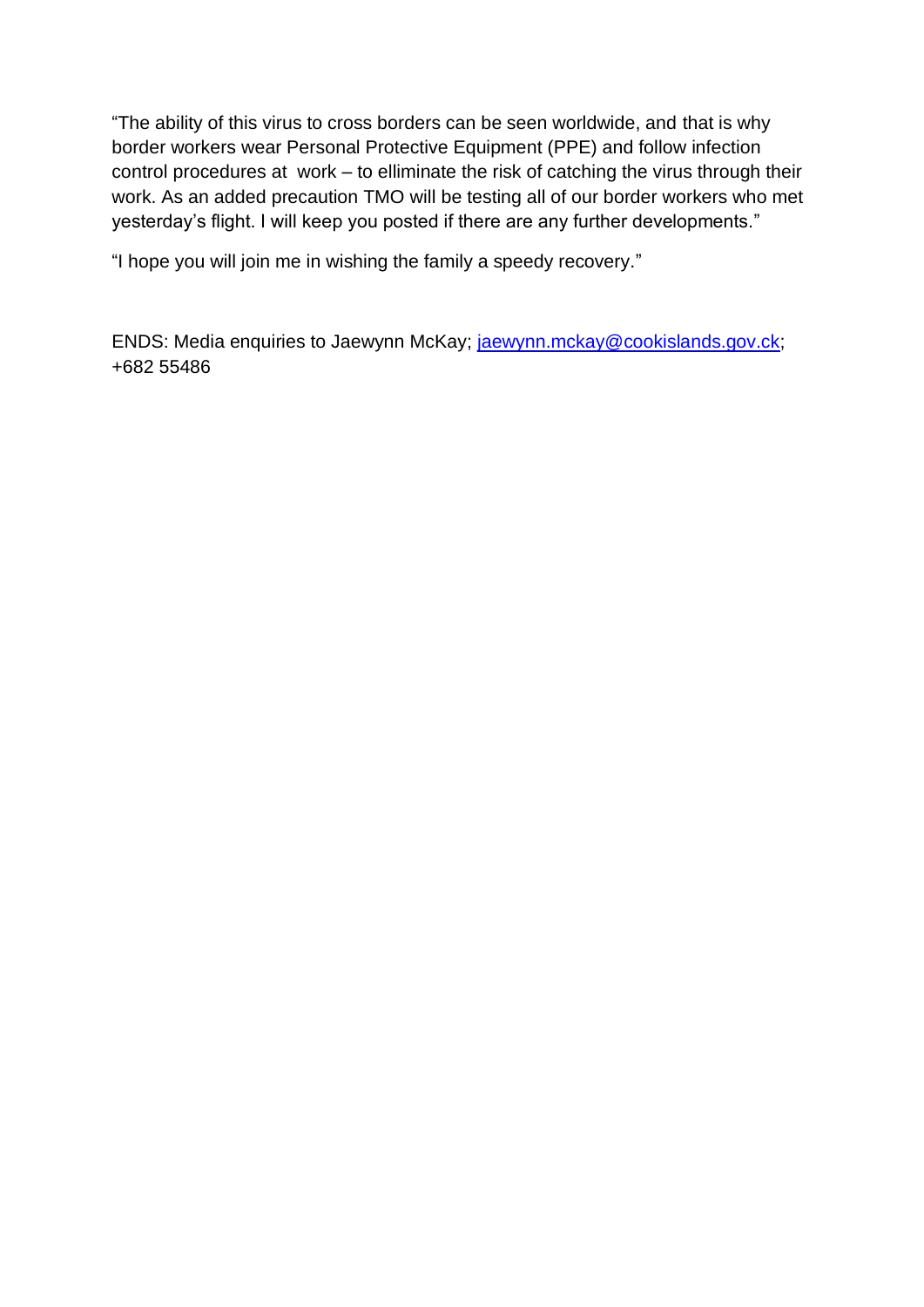"The ability of this virus to cross borders can be seen worldwide, and that is why border workers wear Personal Protective Equipment (PPE) and follow infection control procedures at work – to elliminate the risk of catching the virus through their work. As an added precaution TMO will be testing all of our border workers who met yesterday's flight. I will keep you posted if there are any further developments."

"I hope you will join me in wishing the family a speedy recovery."

ENDS: Media enquiries to Jaewynn McKay; jaewynn.mckay@cookislands.gov.ck; +682 55486